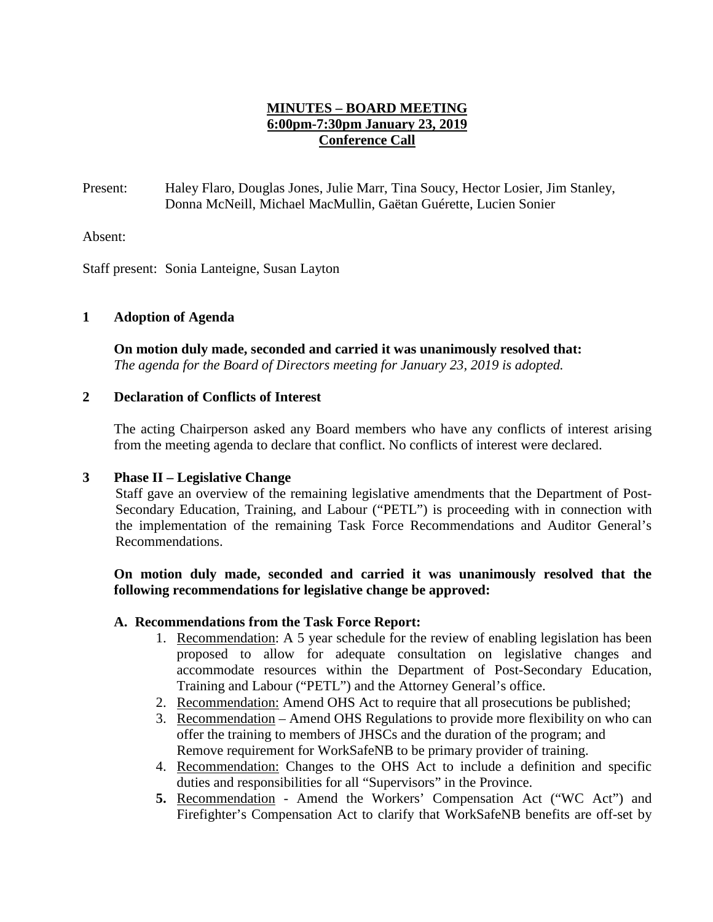# MINUTES – BOARD MEETING
## 6:00pm-7:30pm January 23, 2019
## Conference Call

Present: Haley Flaro, Douglas Jones, Julie Marr, Tina Soucy, Hector Losier, Jim Stanley, Donna McNeill, Michael MacMullin, Gaëtan Guérette, Lucien Sonier

Absent:

Staff present: Sonia Lanteigne, Susan Layton

### 1 Adoption of Agenda

**On motion duly made, seconded and carried it was unanimously resolved that:**
*The agenda for the Board of Directors meeting for January 23, 2019 is adopted.*

### 2 Declaration of Conflicts of Interest

The acting Chairperson asked any Board members who have any conflicts of interest arising from the meeting agenda to declare that conflict. No conflicts of interest were declared.

### 3 Phase II – Legislative Change

Staff gave an overview of the remaining legislative amendments that the Department of Post-Secondary Education, Training, and Labour ("PETL") is proceeding with in connection with the implementation of the remaining Task Force Recommendations and Auditor General's Recommendations.

**On motion duly made, seconded and carried it was unanimously resolved that the following recommendations for legislative change be approved:**

**A. Recommendations from the Task Force Report:**

1. Recommendation: A 5 year schedule for the review of enabling legislation has been proposed to allow for adequate consultation on legislative changes and accommodate resources within the Department of Post-Secondary Education, Training and Labour ("PETL") and the Attorney General's office.
2. Recommendation: Amend OHS Act to require that all prosecutions be published;
3. Recommendation – Amend OHS Regulations to provide more flexibility on who can offer the training to members of JHSCs and the duration of the program; and Remove requirement for WorkSafeNB to be primary provider of training.
4. Recommendation: Changes to the OHS Act to include a definition and specific duties and responsibilities for all "Supervisors" in the Province.
5. Recommendation - Amend the Workers' Compensation Act ("WC Act") and Firefighter's Compensation Act to clarify that WorkSafeNB benefits are off-set by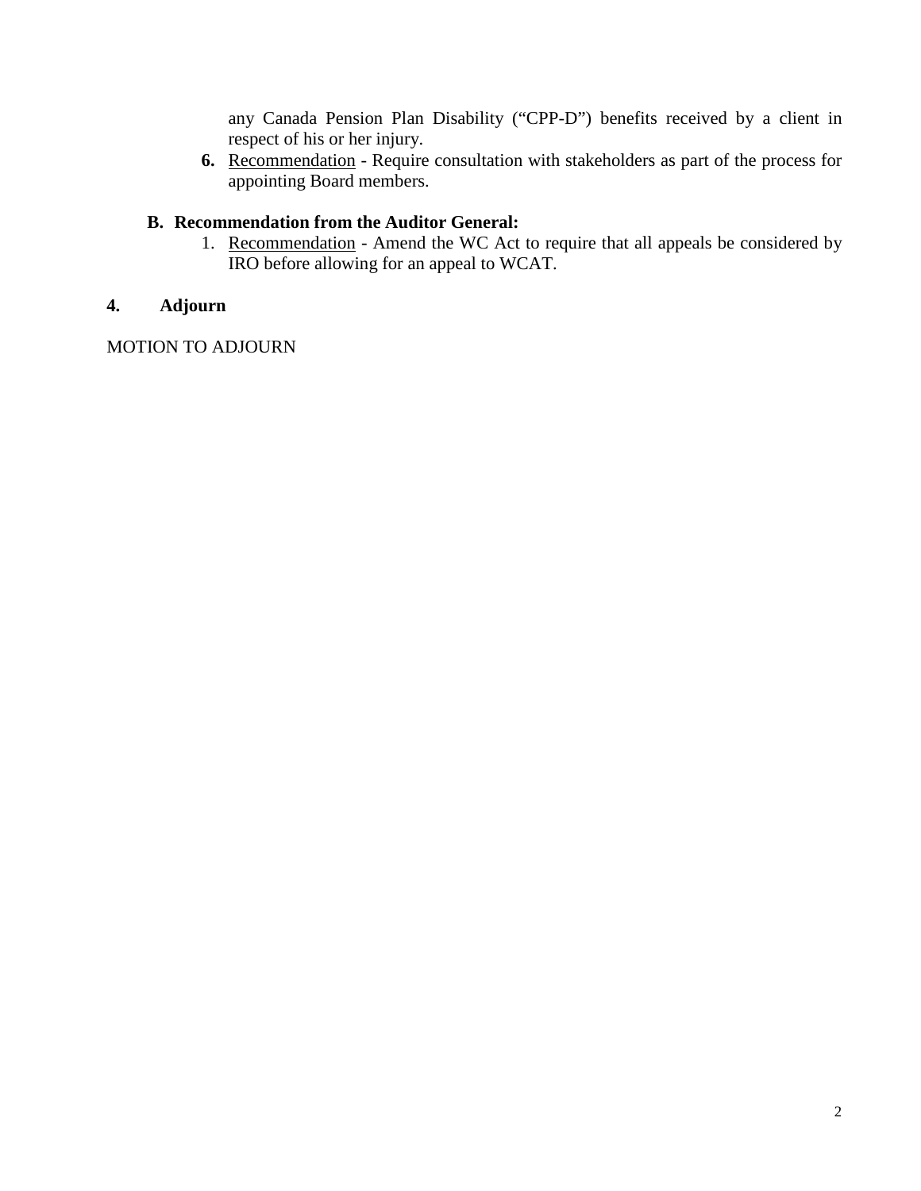any Canada Pension Plan Disability ("CPP-D") benefits received by a client in respect of his or her injury.

6. Recommendation - Require consultation with stakeholders as part of the process for appointing Board members.

**B. Recommendation from the Auditor General:**

1. Recommendation - Amend the WC Act to require that all appeals be considered by IRO before allowing for an appeal to WCAT.

**4. Adjourn**

MOTION TO ADJOURN